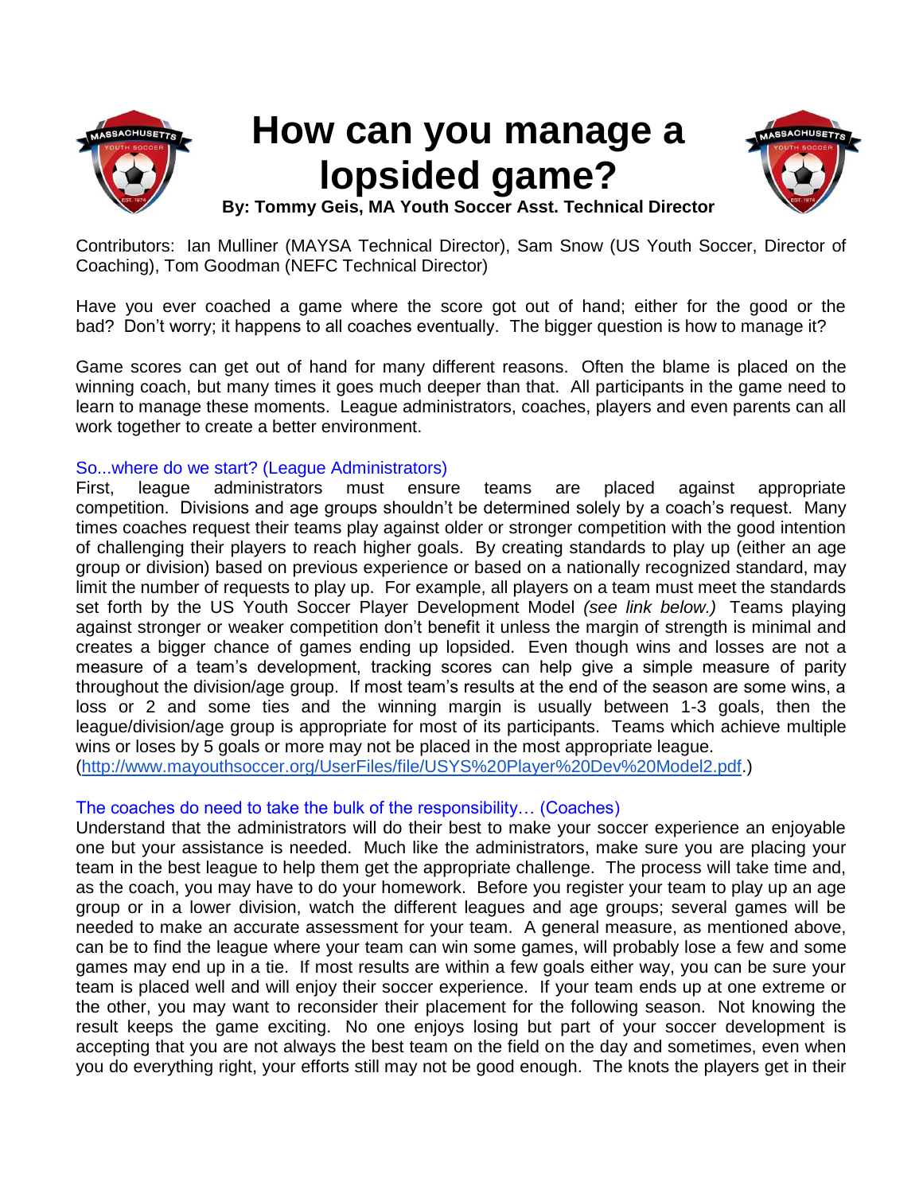# How can you manage a lopsided game?

**By: Tommy Geis, MA Youth Soccer Asst. Technical Director**

Contributors: Ian Mulliner (MAYSA Technical Director), Sam Snow (US Youth Soccer, Director of Coaching), Tom Goodman (NEFC Technical Director)

Have you ever coached a game where the score got out of hand; either for the good or the bad? Don't worry; it happens to all coaches eventually. The bigger question is how to manage it?

Game scores can get out of hand for many different reasons. Often the blame is placed on the winning coach, but many times it goes much deeper than that. All participants in the game need to learn to manage these moments. League administrators, coaches, players and even parents can all work together to create a better environment.

## So...where do we start? (League Administrators)

First, league administrators must ensure teams are placed against appropriate competition. Divisions and age groups shouldn't be determined solely by a coach's request. Many times coaches request their teams play against older or stronger competition with the good intention of challenging their players to reach higher goals. By creating standards to play up (either an age group or division) based on previous experience or based on a nationally recognized standard, may limit the number of requests to play up. For example, all players on a team must meet the standards set forth by the US Youth Soccer Player Development Model *(see link below.)* Teams playing against stronger or weaker competition don't benefit it unless the margin of strength is minimal and creates a bigger chance of games ending up lopsided. Even though wins and losses are not a measure of a team's development, tracking scores can help give a simple measure of parity throughout the division/age group. If most team's results at the end of the season are some wins, a loss or 2 and some ties and the winning margin is usually between 1-3 goals, then the league/division/age group is appropriate for most of its participants. Teams which achieve multiple wins or loses by 5 goals or more may not be placed in the most appropriate league. (http://www.mayouthsoccer.org/UserFiles/file/USYS%20Player%20Dev%20Model2.pdf.)

## The coaches do need to take the bulk of the responsibility… (Coaches)

Understand that the administrators will do their best to make your soccer experience an enjoyable one but your assistance is needed. Much like the administrators, make sure you are placing your team in the best league to help them get the appropriate challenge. The process will take time and, as the coach, you may have to do your homework. Before you register your team to play up an age group or in a lower division, watch the different leagues and age groups; several games will be needed to make an accurate assessment for your team. A general measure, as mentioned above, can be to find the league where your team can win some games, will probably lose a few and some games may end up in a tie. If most results are within a few goals either way, you can be sure your team is placed well and will enjoy their soccer experience. If your team ends up at one extreme or the other, you may want to reconsider their placement for the following season. Not knowing the result keeps the game exciting. No one enjoys losing but part of your soccer development is accepting that you are not always the best team on the field on the day and sometimes, even when you do everything right, your efforts still may not be good enough. The knots the players get in their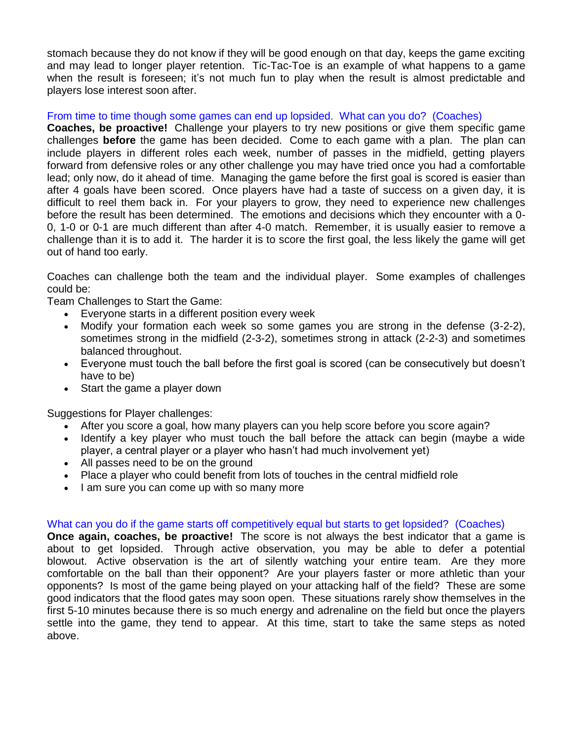stomach because they do not know if they will be good enough on that day, keeps the game exciting and may lead to longer player retention. Tic-Tac-Toe is an example of what happens to a game when the result is foreseen; it's not much fun to play when the result is almost predictable and players lose interest soon after.

### From time to time though some games can end up lopsided. What can you do? (Coaches)

**Coaches, be proactive!** Challenge your players to try new positions or give them specific game challenges **before** the game has been decided. Come to each game with a plan. The plan can include players in different roles each week, number of passes in the midfield, getting players forward from defensive roles or any other challenge you may have tried once you had a comfortable lead; only now, do it ahead of time. Managing the game before the first goal is scored is easier than after 4 goals have been scored. Once players have had a taste of success on a given day, it is difficult to reel them back in. For your players to grow, they need to experience new challenges before the result has been determined. The emotions and decisions which they encounter with a 0-0, 1-0 or 0-1 are much different than after 4-0 match. Remember, it is usually easier to remove a challenge than it is to add it. The harder it is to score the first goal, the less likely the game will get out of hand too early.

Coaches can challenge both the team and the individual player. Some examples of challenges could be:

Team Challenges to Start the Game:

- Everyone starts in a different position every week
- Modify your formation each week so some games you are strong in the defense (3-2-2), sometimes strong in the midfield (2-3-2), sometimes strong in attack (2-2-3) and sometimes balanced throughout.
- Everyone must touch the ball before the first goal is scored (can be consecutively but doesn't have to be)
- Start the game a player down

Suggestions for Player challenges:

- After you score a goal, how many players can you help score before you score again?
- Identify a key player who must touch the ball before the attack can begin (maybe a wide player, a central player or a player who hasn't had much involvement yet)
- All passes need to be on the ground
- Place a player who could benefit from lots of touches in the central midfield role
- I am sure you can come up with so many more

### What can you do if the game starts off competitively equal but starts to get lopsided? (Coaches)

**Once again, coaches, be proactive!** The score is not always the best indicator that a game is about to get lopsided. Through active observation, you may be able to defer a potential blowout. Active observation is the art of silently watching your entire team. Are they more comfortable on the ball than their opponent? Are your players faster or more athletic than your opponents? Is most of the game being played on your attacking half of the field? These are some good indicators that the flood gates may soon open. These situations rarely show themselves in the first 5-10 minutes because there is so much energy and adrenaline on the field but once the players settle into the game, they tend to appear. At this time, start to take the same steps as noted above.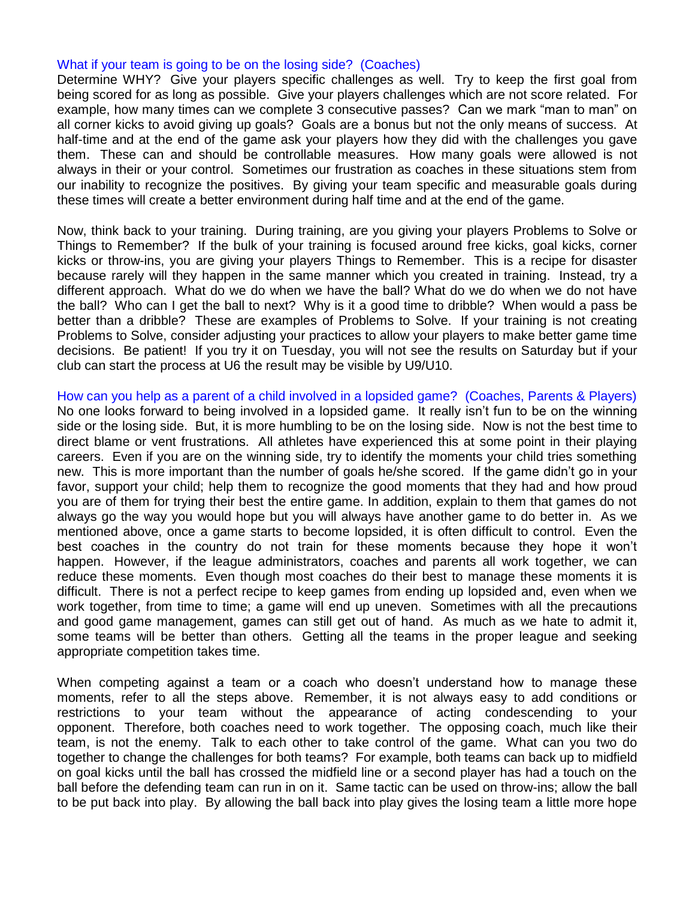### What if your team is going to be on the losing side? (Coaches)

Determine WHY? Give your players specific challenges as well. Try to keep the first goal from being scored for as long as possible. Give your players challenges which are not score related. For example, how many times can we complete 3 consecutive passes? Can we mark "man to man" on all corner kicks to avoid giving up goals? Goals are a bonus but not the only means of success. At half-time and at the end of the game ask your players how they did with the challenges you gave them. These can and should be controllable measures. How many goals were allowed is not always in their or your control. Sometimes our frustration as coaches in these situations stem from our inability to recognize the positives. By giving your team specific and measurable goals during these times will create a better environment during half time and at the end of the game.

Now, think back to your training. During training, are you giving your players Problems to Solve or Things to Remember? If the bulk of your training is focused around free kicks, goal kicks, corner kicks or throw-ins, you are giving your players Things to Remember. This is a recipe for disaster because rarely will they happen in the same manner which you created in training. Instead, try a different approach. What do we do when we have the ball? What do we do when we do not have the ball? Who can I get the ball to next? Why is it a good time to dribble? When would a pass be better than a dribble? These are examples of Problems to Solve. If your training is not creating Problems to Solve, consider adjusting your practices to allow your players to make better game time decisions. Be patient! If you try it on Tuesday, you will not see the results on Saturday but if your club can start the process at U6 the result may be visible by U9/U10.

### How can you help as a parent of a child involved in a lopsided game? (Coaches, Parents & Players)

No one looks forward to being involved in a lopsided game. It really isn't fun to be on the winning side or the losing side. But, it is more humbling to be on the losing side. Now is not the best time to direct blame or vent frustrations. All athletes have experienced this at some point in their playing careers. Even if you are on the winning side, try to identify the moments your child tries something new. This is more important than the number of goals he/she scored. If the game didn't go in your favor, support your child; help them to recognize the good moments that they had and how proud you are of them for trying their best the entire game. In addition, explain to them that games do not always go the way you would hope but you will always have another game to do better in. As we mentioned above, once a game starts to become lopsided, it is often difficult to control. Even the best coaches in the country do not train for these moments because they hope it won't happen. However, if the league administrators, coaches and parents all work together, we can reduce these moments. Even though most coaches do their best to manage these moments it is difficult. There is not a perfect recipe to keep games from ending up lopsided and, even when we work together, from time to time; a game will end up uneven. Sometimes with all the precautions and good game management, games can still get out of hand. As much as we hate to admit it, some teams will be better than others. Getting all the teams in the proper league and seeking appropriate competition takes time.

When competing against a team or a coach who doesn't understand how to manage these moments, refer to all the steps above. Remember, it is not always easy to add conditions or restrictions to your team without the appearance of acting condescending to your opponent. Therefore, both coaches need to work together. The opposing coach, much like their team, is not the enemy. Talk to each other to take control of the game. What can you two do together to change the challenges for both teams? For example, both teams can back up to midfield on goal kicks until the ball has crossed the midfield line or a second player has had a touch on the ball before the defending team can run in on it. Same tactic can be used on throw-ins; allow the ball to be put back into play. By allowing the ball back into play gives the losing team a little more hope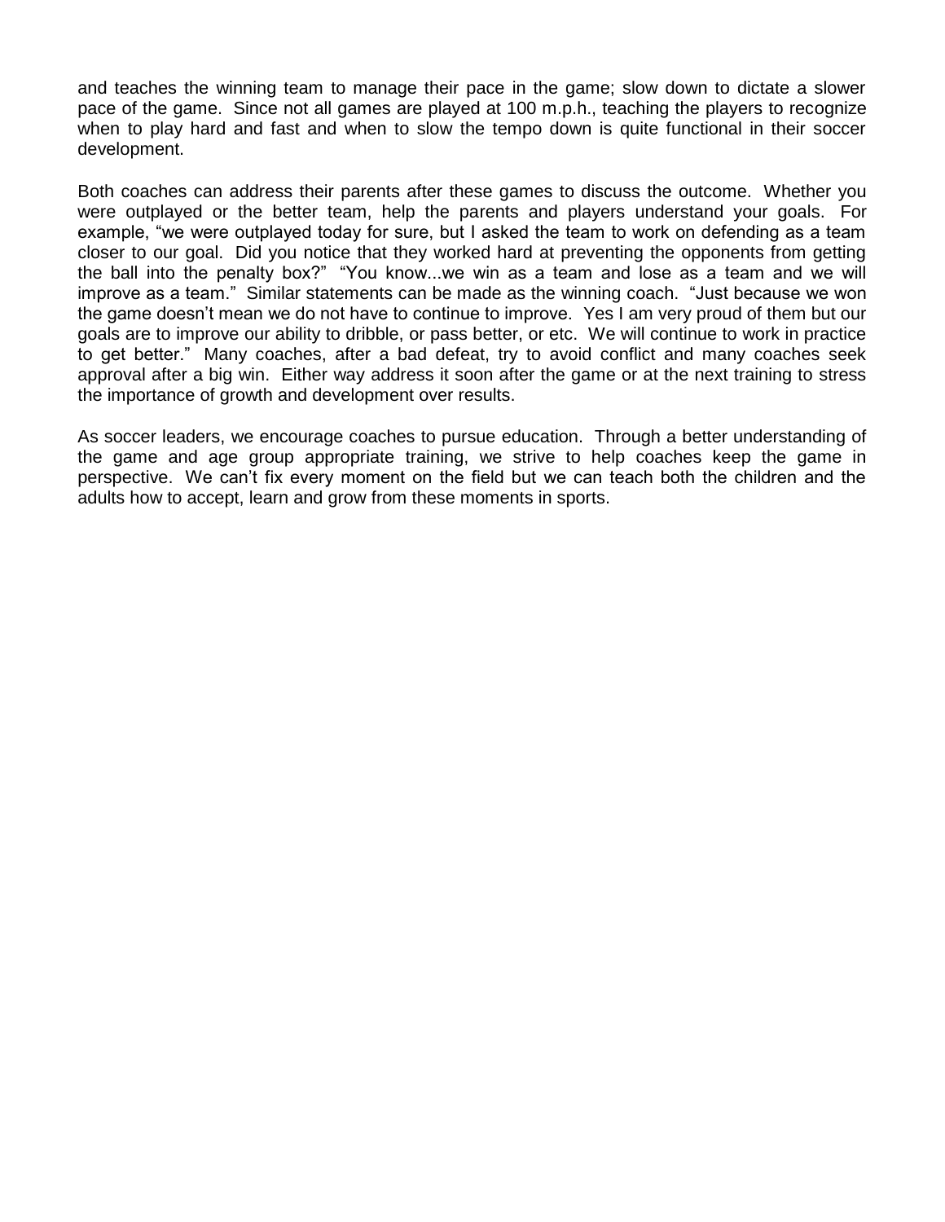and teaches the winning team to manage their pace in the game; slow down to dictate a slower pace of the game. Since not all games are played at 100 m.p.h., teaching the players to recognize when to play hard and fast and when to slow the tempo down is quite functional in their soccer development.

Both coaches can address their parents after these games to discuss the outcome. Whether you were outplayed or the better team, help the parents and players understand your goals. For example, "we were outplayed today for sure, but I asked the team to work on defending as a team closer to our goal. Did you notice that they worked hard at preventing the opponents from getting the ball into the penalty box?" "You know...we win as a team and lose as a team and we will improve as a team." Similar statements can be made as the winning coach. "Just because we won the game doesn't mean we do not have to continue to improve. Yes I am very proud of them but our goals are to improve our ability to dribble, or pass better, or etc. We will continue to work in practice to get better." Many coaches, after a bad defeat, try to avoid conflict and many coaches seek approval after a big win. Either way address it soon after the game or at the next training to stress the importance of growth and development over results.

As soccer leaders, we encourage coaches to pursue education. Through a better understanding of the game and age group appropriate training, we strive to help coaches keep the game in perspective. We can't fix every moment on the field but we can teach both the children and the adults how to accept, learn and grow from these moments in sports.